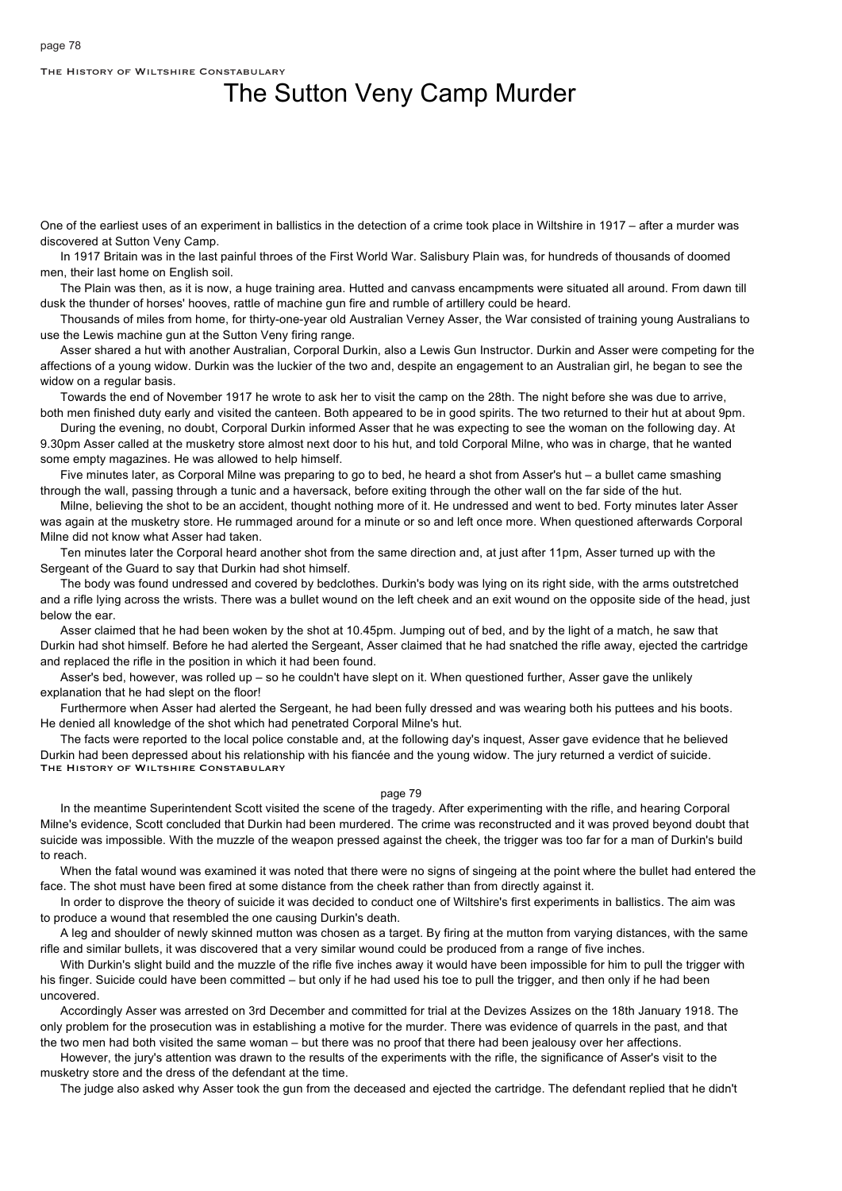# The Sutton Veny Camp Murder

One of the earliest uses of an experiment in ballistics in the detection of a crime took place in Wiltshire in 1917 – after a murder was discovered at Sutton Veny Camp.

In 1917 Britain was in the last painful throes of the First World War. Salisbury Plain was, for hundreds of thousands of doomed men, their last home on English soil.

The Plain was then, as it is now, a huge training area. Hutted and canvass encampments were situated all around. From dawn till dusk the thunder of horses' hooves, rattle of machine gun fire and rumble of artillery could be heard.

Thousands of miles from home, for thirty-one-year old Australian Verney Asser, the War consisted of training young Australians to use the Lewis machine gun at the Sutton Veny firing range.

Asser shared a hut with another Australian, Corporal Durkin, also a Lewis Gun Instructor. Durkin and Asser were competing for the affections of a young widow. Durkin was the luckier of the two and, despite an engagement to an Australian girl, he began to see the widow on a regular basis.

Towards the end of November 1917 he wrote to ask her to visit the camp on the 28th. The night before she was due to arrive, both men finished duty early and visited the canteen. Both appeared to be in good spirits. The two returned to their hut at about 9pm.

During the evening, no doubt, Corporal Durkin informed Asser that he was expecting to see the woman on the following day. At 9.30pm Asser called at the musketry store almost next door to his hut, and told Corporal Milne, who was in charge, that he wanted some empty magazines. He was allowed to help himself.

Five minutes later, as Corporal Milne was preparing to go to bed, he heard a shot from Asser's hut – a bullet came smashing through the wall, passing through a tunic and a haversack, before exiting through the other wall on the far side of the hut.

Milne, believing the shot to be an accident, thought nothing more of it. He undressed and went to bed. Forty minutes later Asser was again at the musketry store. He rummaged around for a minute or so and left once more. When questioned afterwards Corporal Milne did not know what Asser had taken.

Ten minutes later the Corporal heard another shot from the same direction and, at just after 11pm, Asser turned up with the Sergeant of the Guard to say that Durkin had shot himself.

The body was found undressed and covered by bedclothes. Durkin's body was lying on its right side, with the arms outstretched and a rifle lying across the wrists. There was a bullet wound on the left cheek and an exit wound on the opposite side of the head, just below the ear.

Asser claimed that he had been woken by the shot at 10.45pm. Jumping out of bed, and by the light of a match, he saw that Durkin had shot himself. Before he had alerted the Sergeant, Asser claimed that he had snatched the rifle away, ejected the cartridge and replaced the rifle in the position in which it had been found.

Asser's bed, however, was rolled up – so he couldn't have slept on it. When questioned further, Asser gave the unlikely explanation that he had slept on the floor!

Furthermore when Asser had alerted the Sergeant, he had been fully dressed and was wearing both his puttees and his boots. He denied all knowledge of the shot which had penetrated Corporal Milne's hut.

The facts were reported to the local police constable and, at the following day's inquest, Asser gave evidence that he believed Durkin had been depressed about his relationship with his fiancée and the young widow. The jury returned a verdict of suicide.

In the meantime Superintendent Scott visited the scene of the tragedy. After experimenting with the rifle, and hearing Corporal Milne's evidence, Scott concluded that Durkin had been murdered. The crime was reconstructed and it was proved beyond doubt that suicide was impossible. With the muzzle of the weapon pressed against the cheek, the trigger was too far for a man of Durkin's build to reach.

When the fatal wound was examined it was noted that there were no signs of singeing at the point where the bullet had entered the face. The shot must have been fired at some distance from the cheek rather than from directly against it.

In order to disprove the theory of suicide it was decided to conduct one of Wiltshire's first experiments in ballistics. The aim was to produce a wound that resembled the one causing Durkin's death.

A leg and shoulder of newly skinned mutton was chosen as a target. By firing at the mutton from varying distances, with the same rifle and similar bullets, it was discovered that a very similar wound could be produced from a range of five inches.

With Durkin's slight build and the muzzle of the rifle five inches away it would have been impossible for him to pull the trigger with his finger. Suicide could have been committed – but only if he had used his toe to pull the trigger, and then only if he had been uncovered.

Accordingly Asser was arrested on 3rd December and committed for trial at the Devizes Assizes on the 18th January 1918. The only problem for the prosecution was in establishing a motive for the murder. There was evidence of quarrels in the past, and that the two men had both visited the same woman – but there was no proof that there had been jealousy over her affections.

However, the jury's attention was drawn to the results of the experiments with the rifle, the significance of Asser's visit to the musketry store and the dress of the defendant at the time.

The judge also asked why Asser took the gun from the deceased and ejected the cartridge. The defendant replied that he didn't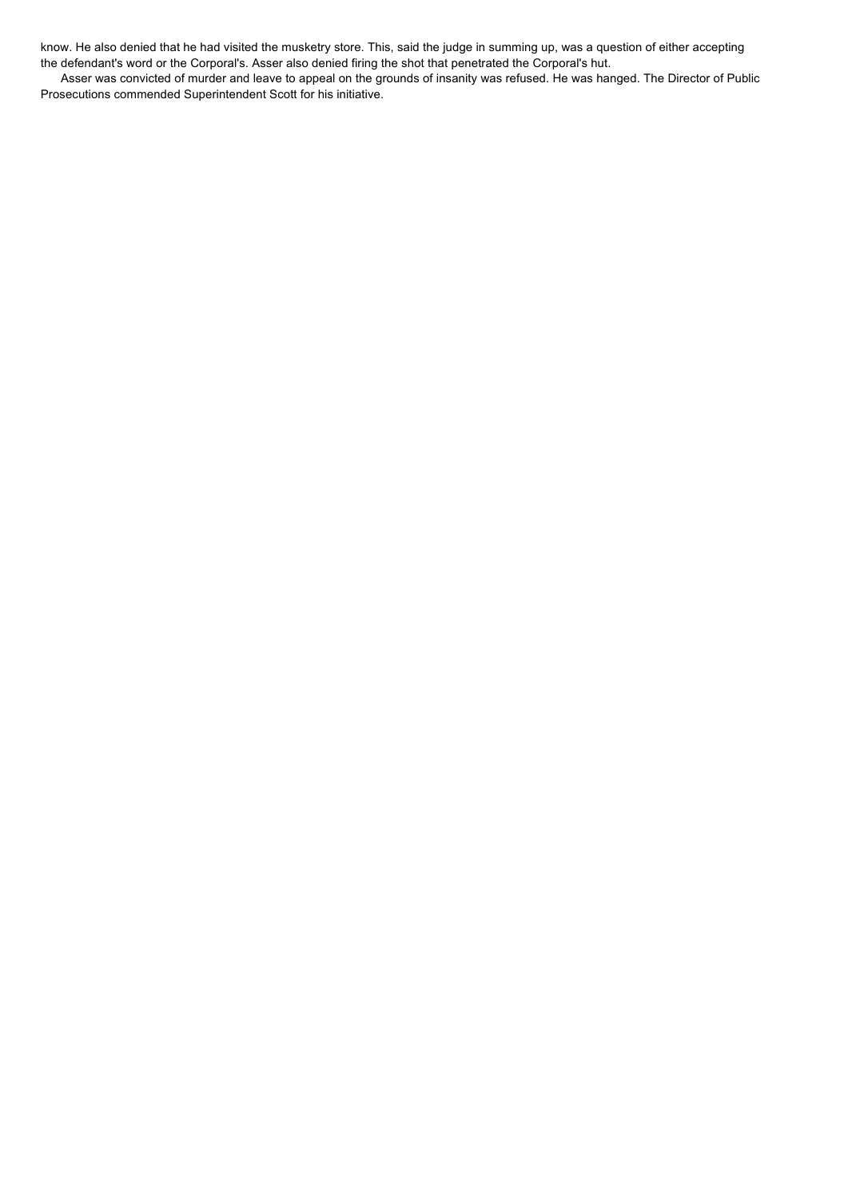know. He also denied that he had visited the musketry store. This, said the judge in summing up, was a question of either accepting the defendant's word or the Corporal's. Asser also denied firing the shot that penetrated the Corporal's hut.

Asser was convicted of murder and leave to appeal on the grounds of insanity was refused. He was hanged. The Director of Public Prosecutions commended Superintendent Scott for his initiative.